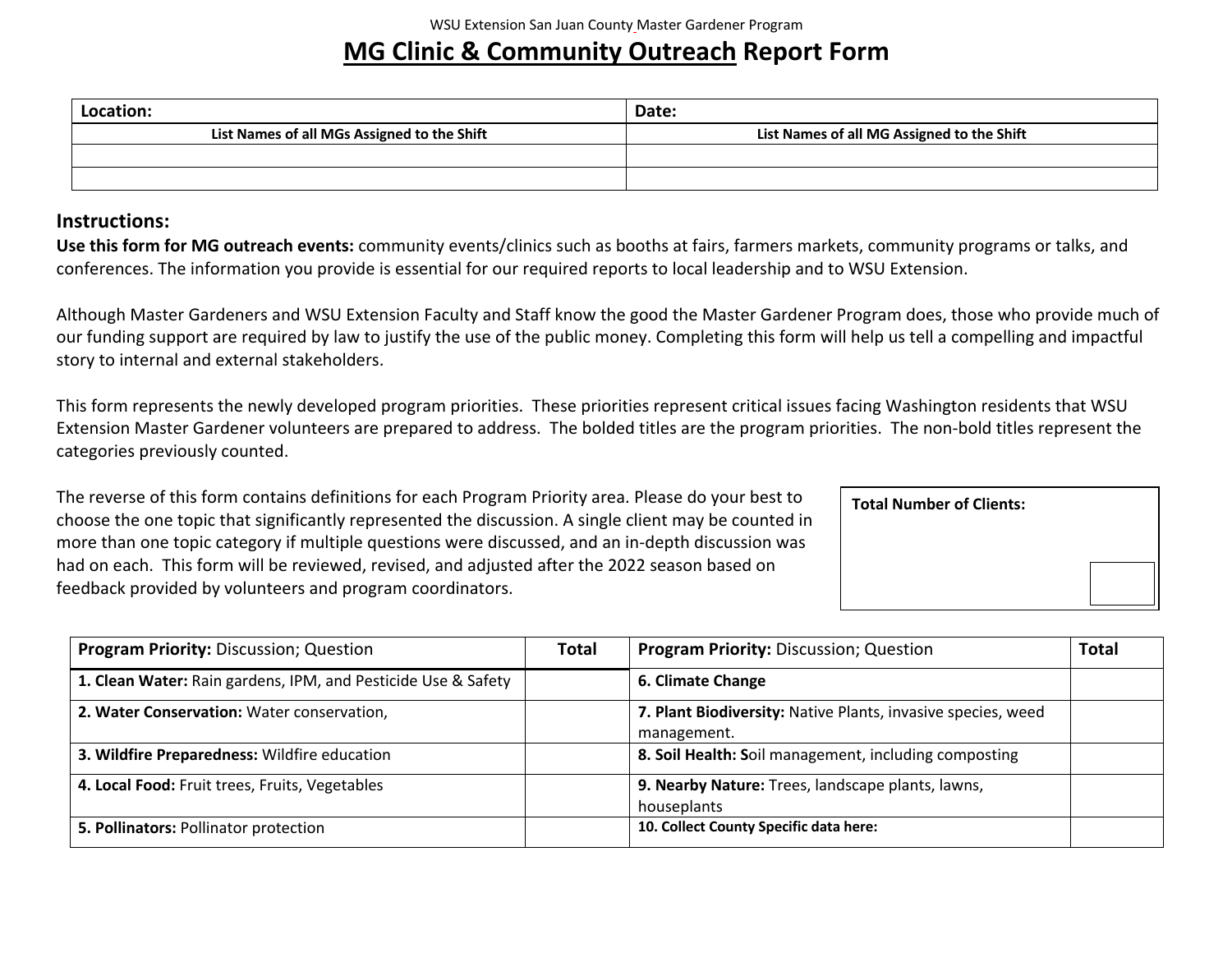WSU Extension San Juan County Master Gardener Program

# MG Clinic & Community Outreach Report Form

| **Location:** | **Date:** |
|---|---|
| **List Names of all MGs Assigned to the Shift** | **List Names of all MG Assigned to the Shift** |
| | |
| | |

## Instructions:

**Use this form for MG outreach events:** community events/clinics such as booths at fairs, farmers markets, community programs or talks, and conferences. The information you provide is essential for our required reports to local leadership and to WSU Extension.

Although Master Gardeners and WSU Extension Faculty and Staff know the good the Master Gardener Program does, those who provide much of our funding support are required by law to justify the use of the public money. Completing this form will help us tell a compelling and impactful story to internal and external stakeholders.

This form represents the newly developed program priorities. These priorities represent critical issues facing Washington residents that WSU Extension Master Gardener volunteers are prepared to address. The bolded titles are the program priorities. The non-bold titles represent the categories previously counted.

The reverse of this form contains definitions for each Program Priority area. Please do your best to choose the one topic that significantly represented the discussion. A single client may be counted in more than one topic category if multiple questions were discussed, and an in-depth discussion was had on each. This form will be reviewed, revised, and adjusted after the 2022 season based on feedback provided by volunteers and program coordinators.

| **Total Number of Clients:** |
|---|
| |

| **Program Priority:** Discussion; Question | **Total** | **Program Priority:** Discussion; Question | **Total** |
|---|---|---|---|
| **1. Clean Water:** Rain gardens, IPM, and Pesticide Use & Safety | | **6. Climate Change** | |
| **2. Water Conservation:** Water conservation, | | **7. Plant Biodiversity:** Native Plants, invasive species, weed management. | |
| **3. Wildfire Preparedness:** Wildfire education | | **8. Soil Health: S**oil management, including composting | |
| **4. Local Food:** Fruit trees, Fruits, Vegetables | | **9. Nearby Nature:** Trees, landscape plants, lawns, houseplants | |
| **5. Pollinators:** Pollinator protection | | **10. Collect County Specific data here:** | |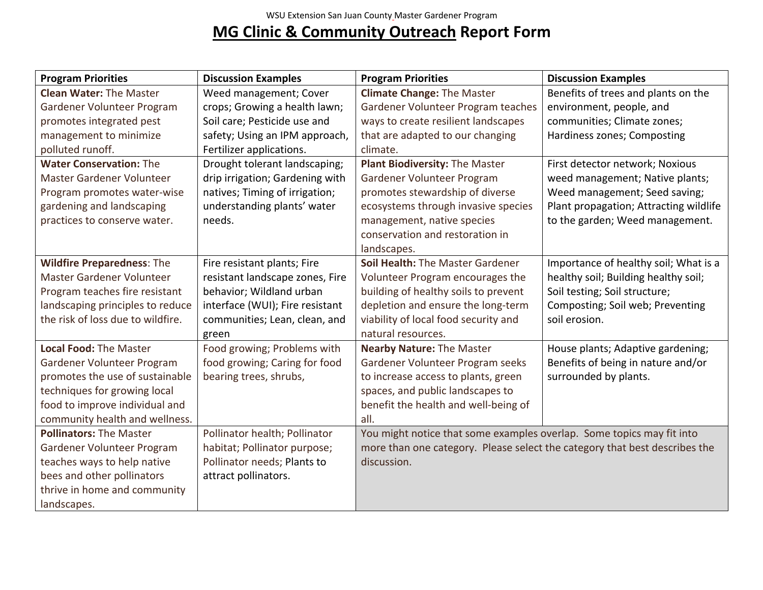WSU Extension San Juan County Master Gardener Program

# MG Clinic & Community Outreach Report Form

| Program Priorities | Discussion Examples | Program Priorities | Discussion Examples |
|---|---|---|---|
| **Clean Water:** The Master Gardener Volunteer Program promotes integrated pest management to minimize polluted runoff. | Weed management; Cover crops; Growing a health lawn; Soil care; Pesticide use and safety; Using an IPM approach, Fertilizer applications. | **Climate Change:** The Master Gardener Volunteer Program teaches ways to create resilient landscapes that are adapted to our changing climate. | Benefits of trees and plants on the environment, people, and communities; Climate zones; Hardiness zones; Composting |
| **Water Conservation:** The Master Gardener Volunteer Program promotes water-wise gardening and landscaping practices to conserve water. | Drought tolerant landscaping; drip irrigation; Gardening with natives; Timing of irrigation; understanding plants' water needs. | **Plant Biodiversity:** The Master Gardener Volunteer Program promotes stewardship of diverse ecosystems through invasive species management, native species conservation and restoration in landscapes. | First detector network; Noxious weed management; Native plants; Weed management; Seed saving; Plant propagation; Attracting wildlife to the garden; Weed management. |
| **Wildfire Preparedness**: The Master Gardener Volunteer Program teaches fire resistant landscaping principles to reduce the risk of loss due to wildfire. | Fire resistant plants; Fire resistant landscape zones, Fire behavior; Wildland urban interface (WUI); Fire resistant communities; Lean, clean, and green | **Soil Health:** The Master Gardener Volunteer Program encourages the building of healthy soils to prevent depletion and ensure the long-term viability of local food security and natural resources. | Importance of healthy soil; What is a healthy soil; Building healthy soil; Soil testing; Soil structure; Composting; Soil web; Preventing soil erosion. |
| **Local Food:** The Master Gardener Volunteer Program promotes the use of sustainable techniques for growing local food to improve individual and community health and wellness. | Food growing; Problems with food growing; Caring for food bearing trees, shrubs, | **Nearby Nature:** The Master Gardener Volunteer Program seeks to increase access to plants, green spaces, and public landscapes to benefit the health and well-being of all. | House plants; Adaptive gardening; Benefits of being in nature and/or surrounded by plants. |
| **Pollinators:** The Master Gardener Volunteer Program teaches ways to help native bees and other pollinators thrive in home and community landscapes. | Pollinator health; Pollinator habitat; Pollinator purpose; Pollinator needs; Plants to attract pollinators. | You might notice that some examples overlap. Some topics may fit into more than one category. Please select the category that best describes the discussion. | |